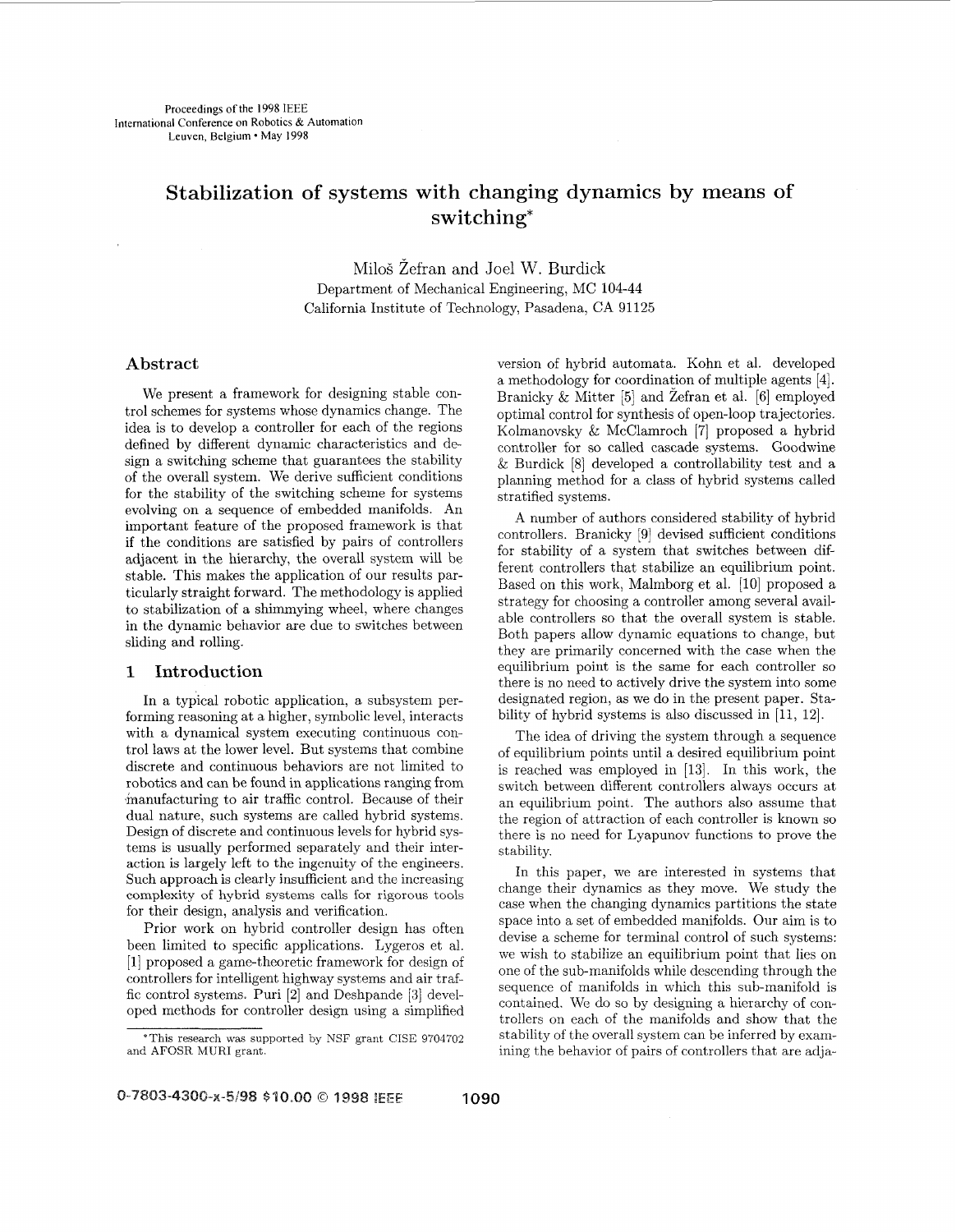# Stabilization of systems with changing dynamics by means of switching*

Miloš Žefran and Joel W. Burdick
Department of Mechanical Engineering, MC 104-44
California Institute of Technology, Pasadena, CA 91125

## Abstract

We present a framework for designing stable control schemes for systems whose dynamics change. The idea is to develop a controller for each of the regions defined by different dynamic characteristics and design a switching scheme that guarantees the stability of the overall system. We derive sufficient conditions for the stability of the switching scheme for systems evolving on a sequence of embedded manifolds. An important feature of the proposed framework is that if the conditions are satisfied by pairs of controllers adjacent in the hierarchy, the overall system will be stable. This makes the application of our results particularly straight forward. The methodology is applied to stabilization of a shimmying wheel, where changes in the dynamic behavior are due to switches between sliding and rolling.

## 1 Introduction

In a typical robotic application, a subsystem performing reasoning at a higher, symbolic level, interacts with a dynamical system executing continuous control laws at the lower level. But systems that combine discrete and continuous behaviors are not limited to robotics and can be found in applications ranging from manufacturing to air traffic control. Because of their dual nature, such systems are called hybrid systems. Design of discrete and continuous levels for hybrid systems is usually performed separately and their interaction is largely left to the ingenuity of the engineers. Such approach is clearly insufficient and the increasing complexity of hybrid systems calls for rigorous tools for their design, analysis and verification.

Prior work on hybrid controller design has often been limited to specific applications. Lygeros et al. [1] proposed a game-theoretic framework for design of controllers for intelligent highway systems and air traffic control systems. Puri [2] and Deshpande [3] developed methods for controller design using a simplified version of hybrid automata. Kohn et al. developed a methodology for coordination of multiple agents [4]. Branicky & Mitter [5] and Žefran et al. [6] employed optimal control for synthesis of open-loop trajectories. Kolmanovsky & McClamroch [7] proposed a hybrid controller for so called cascade systems. Goodwine & Burdick [8] developed a controllability test and a planning method for a class of hybrid systems called stratified systems.

A number of authors considered stability of hybrid controllers. Branicky [9] devised sufficient conditions for stability of a system that switches between different controllers that stabilize an equilibrium point. Based on this work, Malmborg et al. [10] proposed a strategy for choosing a controller among several available controllers so that the overall system is stable. Both papers allow dynamic equations to change, but they are primarily concerned with the case when the equilibrium point is the same for each controller so there is no need to actively drive the system into some designated region, as we do in the present paper. Stability of hybrid systems is also discussed in [11, 12].

The idea of driving the system through a sequence of equilibrium points until a desired equilibrium point is reached was employed in [13]. In this work, the switch between different controllers always occurs at an equilibrium point. The authors also assume that the region of attraction of each controller is known so there is no need for Lyapunov functions to prove the stability.

In this paper, we are interested in systems that change their dynamics as they move. We study the case when the changing dynamics partitions the state space into a set of embedded manifolds. Our aim is to devise a scheme for terminal control of such systems: we wish to stabilize an equilibrium point that lies on one of the sub-manifolds while descending through the sequence of manifolds in which this sub-manifold is contained. We do so by designing a hierarchy of controllers on each of the manifolds and show that the stability of the overall system can be inferred by examining the behavior of pairs of controllers that are adja-

*This research was supported by NSF grant CISE 9704702 and AFOSR MURI grant.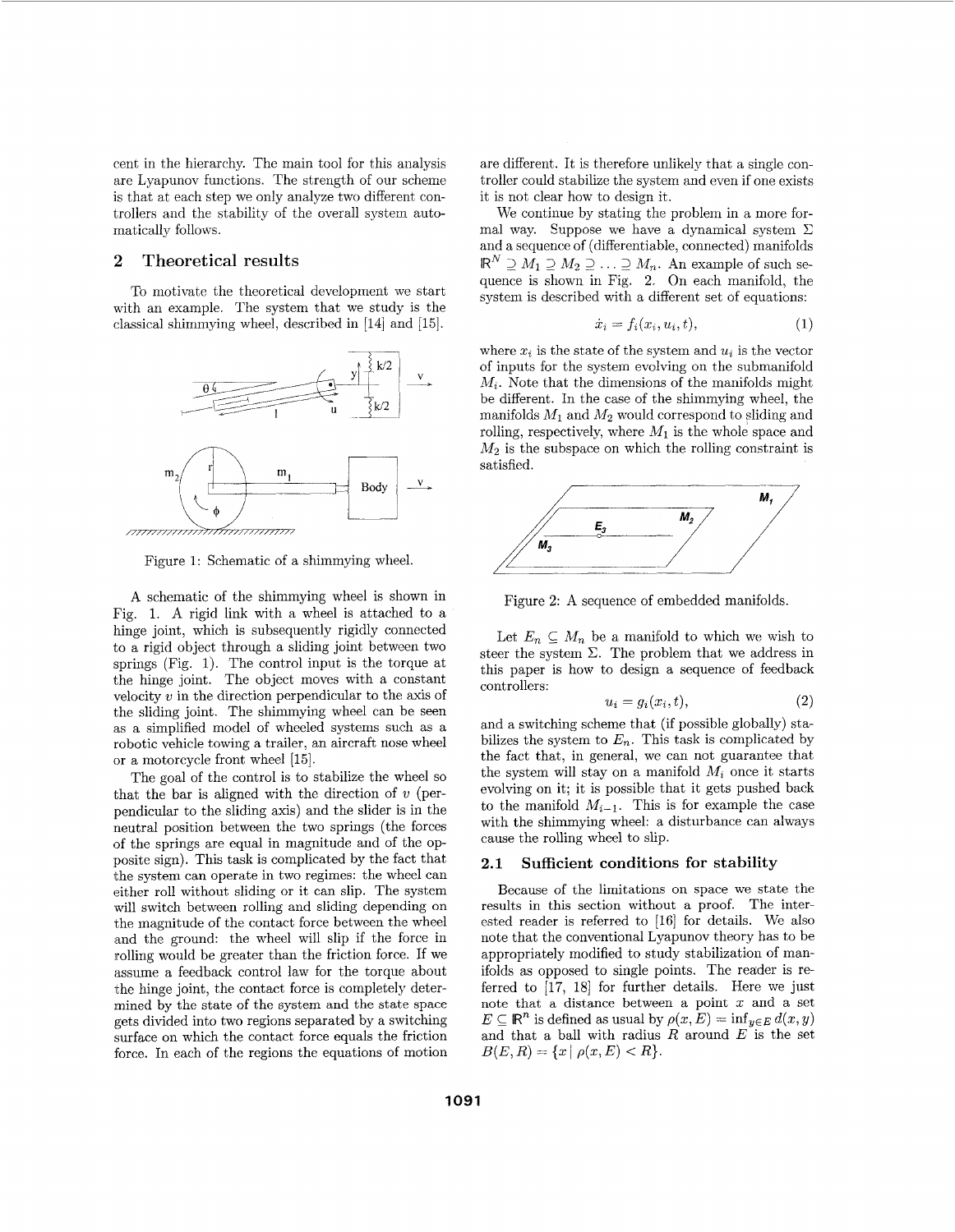cent in the hierarchy. The main tool for this analysis are Lyapunov functions. The strength of our scheme is that at each step we only analyze two different controllers and the stability of the overall system automatically follows.

## 2 Theoretical results

To motivate the theoretical development we start with an example. The system that we study is the classical shimmying wheel, described in [14] and [15].

Figure 1: Schematic of a shimmying wheel.

A schematic of the shimmying wheel is shown in Fig. 1. A rigid link with a wheel is attached to a hinge joint, which is subsequently rigidly connected to a rigid object through a sliding joint between two springs (Fig. 1). The control input is the torque at the hinge joint. The object moves with a constant velocity $v$ in the direction perpendicular to the axis of the sliding joint. The shimmying wheel can be seen as a simplified model of wheeled systems such as a robotic vehicle towing a trailer, an aircraft nose wheel or a motorcycle front wheel [15].

The goal of the control is to stabilize the wheel so that the bar is aligned with the direction of $v$ (perpendicular to the sliding axis) and the slider is in the neutral position between the two springs (the forces of the springs are equal in magnitude and of the opposite sign). This task is complicated by the fact that the system can operate in two regimes: the wheel can either roll without sliding or it can slip. The system will switch between rolling and sliding depending on the magnitude of the contact force between the wheel and the ground: the wheel will slip if the force in rolling would be greater than the friction force. If we assume a feedback control law for the torque about the hinge joint, the contact force is completely determined by the state of the system and the state space gets divided into two regions separated by a switching surface on which the contact force equals the friction force. In each of the regions the equations of motion are different. It is therefore unlikely that a single controller could stabilize the system and even if one exists it is not clear how to design it.

We continue by stating the problem in a more formal way. Suppose we have a dynamical system $\Sigma$ and a sequence of (differentiable, connected) manifolds $\mathbb{R}^N \supseteq M_1 \supseteq M_2 \supseteq \ldots \supseteq M_n$. An example of such sequence is shown in Fig. 2. On each manifold, the system is described with a different set of equations:

$$\dot{x}_i = f_i(x_i, u_i, t), \tag{1}$$

where $x_i$ is the state of the system and $u_i$ is the vector of inputs for the system evolving on the submanifold $M_i$. Note that the dimensions of the manifolds might be different. In the case of the shimmying wheel, the manifolds $M_1$ and $M_2$ would correspond to sliding and rolling, respectively, where $M_1$ is the whole space and $M_2$ is the subspace on which the rolling constraint is satisfied.

Figure 2: A sequence of embedded manifolds.

Let $E_n \subseteq M_n$ be a manifold to which we wish to steer the system $\Sigma$. The problem that we address in this paper is how to design a sequence of feedback controllers:

$$u_i = g_i(x_i, t), \tag{2}$$

and a switching scheme that (if possible globally) stabilizes the system to $E_n$. This task is complicated by the fact that, in general, we can not guarantee that the system will stay on a manifold $M_i$ once it starts evolving on it; it is possible that it gets pushed back to the manifold $M_{i-1}$. This is for example the case with the shimmying wheel: a disturbance can always cause the rolling wheel to slip.

### 2.1 Sufficient conditions for stability

Because of the limitations on space we state the results in this section without a proof. The interested reader is referred to [16] for details. We also note that the conventional Lyapunov theory has to be appropriately modified to study stabilization of manifolds as opposed to single points. The reader is referred to [17, 18] for further details. Here we just note that a distance between a point $x$ and a set $E \subseteq \mathbb{R}^n$ is defined as usual by $\rho(x, E) = \inf_{y \in E} d(x, y)$ and that a ball with radius $R$ around $E$ is the set $B(E, R) = \{x \mid \rho(x, E) < R\}$.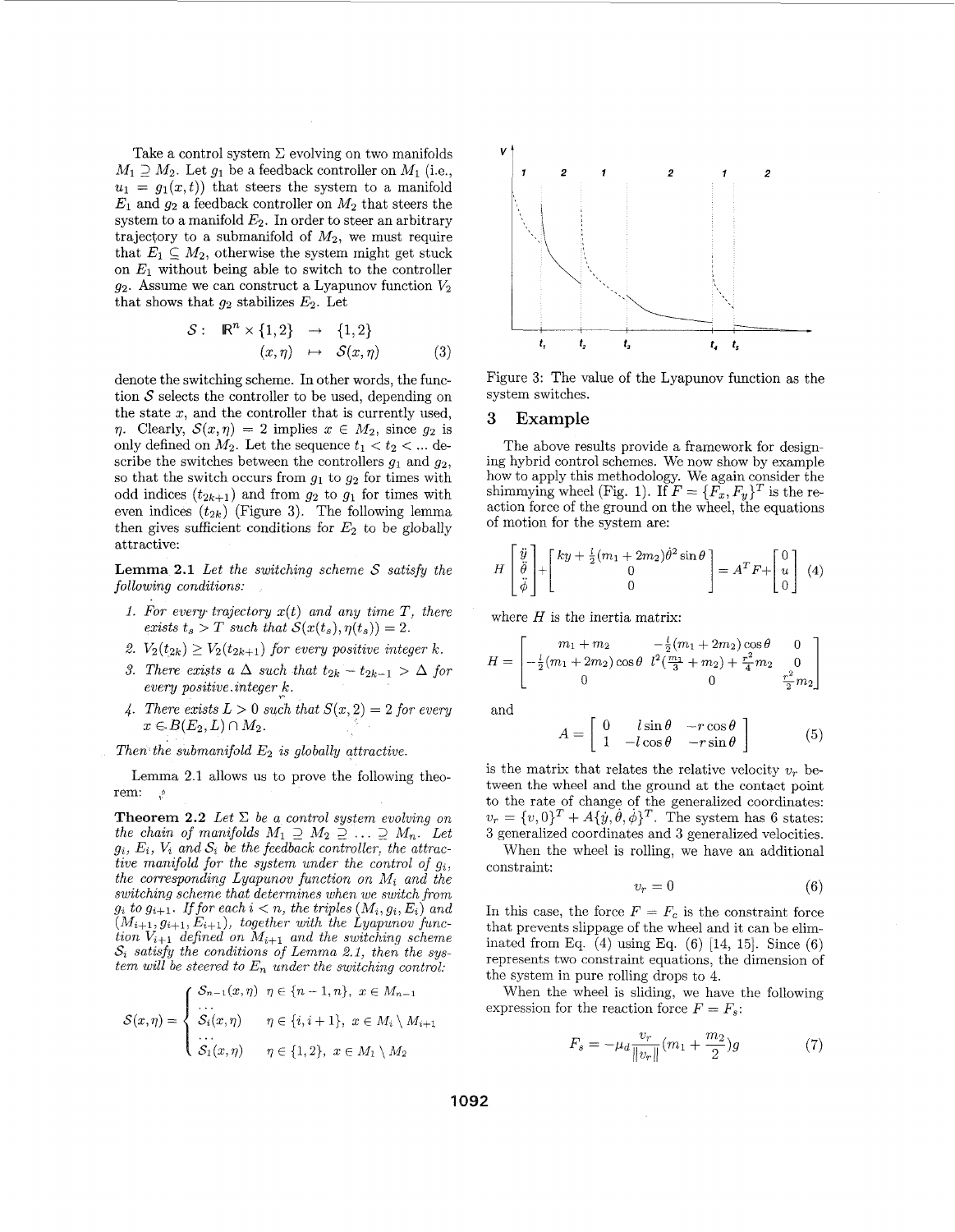Take a control system $\Sigma$ evolving on two manifolds $M_1 \supseteq M_2$. Let $g_1$ be a feedback controller on $M_1$ (i.e., $u_1 = g_1(x,t)$) that steers the system to a manifold $E_1$ and $g_2$ a feedback controller on $M_2$ that steers the system to a manifold $E_2$. In order to steer an arbitrary trajectory to a submanifold of $M_2$, we must require that $E_1 \subseteq M_2$, otherwise the system might get stuck on $E_1$ without being able to switch to the controller $g_2$. Assume we can construct a Lyapunov function $V_2$ that shows that $g_2$ stabilizes $E_2$. Let

$$\begin{aligned} \mathcal{S}: \quad \mathbb{R}^n \times \{1,2\} &\rightarrow \{1,2\} \\ (x,\eta) &\mapsto \mathcal{S}(x,\eta) \end{aligned} \tag{3}$$

denote the switching scheme. In other words, the function $\mathcal{S}$ selects the controller to be used, depending on the state $x$, and the controller that is currently used, $\eta$. Clearly, $\mathcal{S}(x,\eta) = 2$ implies $x \in M_2$, since $g_2$ is only defined on $M_2$. Let the sequence $t_1 < t_2 < \ldots$ describe the switches between the controllers $g_1$ and $g_2$, so that the switch occurs from $g_1$ to $g_2$ for times with odd indices ($t_{2k+1}$) and from $g_2$ to $g_1$ for times with even indices ($t_{2k}$) (Figure 3). The following lemma then gives sufficient conditions for $E_2$ to be globally attractive:

**Lemma 2.1** *Let the switching scheme $\mathcal{S}$ satisfy the following conditions:*

1. *For every trajectory $x(t)$ and any time $T$, there exists $t_s > T$ such that $\mathcal{S}(x(t_s), \eta(t_s)) = 2$.*
2. *$V_2(t_{2k}) \geq V_2(t_{2k+1})$ for every positive integer $k$.*
3. *There exists a $\Delta$ such that $t_{2k} - t_{2k-1} > \Delta$ for every positive integer $k$.*
4. *There exists $L > 0$ such that $\mathcal{S}(x,2) = 2$ for every $x \in B(E_2, L) \cap M_2$.*

*Then the submanifold $E_2$ is globally attractive.*

Lemma 2.1 allows us to prove the following theorem:

**Theorem 2.2** *Let $\Sigma$ be a control system evolving on the chain of manifolds $M_1 \supseteq M_2 \supseteq \ldots \supseteq M_n$. Let $g_i$, $E_i$, $V_i$ and $\mathcal{S}_i$ be the feedback controller, the attractive manifold for the system under the control of $g_i$, the corresponding Lyapunov function on $M_i$ and the switching scheme that determines when we switch from $g_i$ to $g_{i+1}$. If for each $i < n$, the triples $(M_i, g_i, E_i)$ and $(M_{i+1}, g_{i+1}, E_{i+1})$, together with the Lyapunov function $V_{i+1}$ defined on $M_{i+1}$ and the switching scheme $\mathcal{S}_i$ satisfy the conditions of Lemma 2.1, then the system will be steered to $E_n$ under the switching control:*

$$\mathcal{S}(x,\eta) = \begin{cases} \mathcal{S}_{n-1}(x,\eta) & \eta \in \{n-1, n\},\ x \in M_{n-1} \\ \ldots & \\ \mathcal{S}_i(x,\eta) & \eta \in \{i, i+1\},\ x \in M_i \setminus M_{i+1} \\ \ldots & \\ \mathcal{S}_1(x,\eta) & \eta \in \{1,2\},\ x \in M_1 \setminus M_2 \end{cases}$$

Figure 3: The value of the Lyapunov function as the system switches.

## 3 Example

The above results provide a framework for designing hybrid control schemes. We now show by example how to apply this methodology. We again consider the shimmying wheel (Fig. 1). If $F = \{F_x, F_y\}^T$ is the reaction force of the ground on the wheel, the equations of motion for the system are:

$$H \begin{bmatrix} \ddot{y} \\ \ddot{\theta} \\ \ddot{\phi} \end{bmatrix} + \begin{bmatrix} ky + \frac{l}{2}(m_1 + 2m_2)\dot{\theta}^2 \sin\theta \\ 0 \\ 0 \end{bmatrix} = A^T F + \begin{bmatrix} 0 \\ u \\ 0 \end{bmatrix} \tag{4}$$

where $H$ is the inertia matrix:

$$H = \begin{bmatrix} m_1 + m_2 & -\frac{l}{2}(m_1 + 2m_2)\cos\theta & 0 \\ -\frac{l}{2}(m_1 + 2m_2)\cos\theta & l^2(\frac{m_1}{3} + m_2) + \frac{r^2}{4}m_2 & 0 \\ 0 & 0 & \frac{r^2}{2}m_2 \end{bmatrix}$$

and

$$A = \begin{bmatrix} 0 & l\sin\theta & -r\cos\theta \\ 1 & -l\cos\theta & -r\sin\theta \end{bmatrix} \tag{5}$$

is the matrix that relates the relative velocity $v_r$ between the wheel and the ground at the contact point to the rate of change of the generalized coordinates: $v_r = \{v, 0\}^T + A\{\dot{y}, \dot{\theta}, \dot{\phi}\}^T$. The system has 6 states: 3 generalized coordinates and 3 generalized velocities.

When the wheel is rolling, we have an additional constraint:

$$v_r = 0 \tag{6}$$

In this case, the force $F = F_c$ is the constraint force that prevents slippage of the wheel and it can be eliminated from Eq. (4) using Eq. (6) [14, 15]. Since (6) represents two constraint equations, the dimension of the system in pure rolling drops to 4.

When the wheel is sliding, we have the following expression for the reaction force $F = F_s$:

$$F_s = -\mu_d \frac{v_r}{\|v_r\|}(m_1 + \frac{m_2}{2})g \tag{7}$$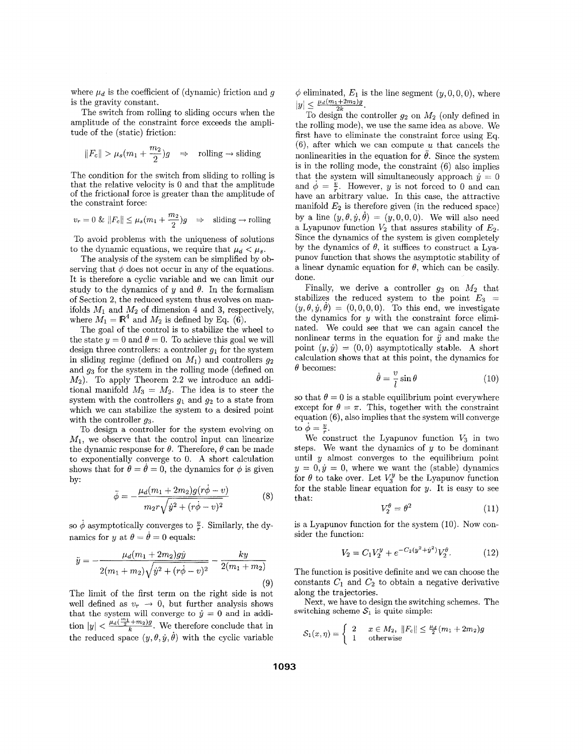where $\mu_d$ is the coefficient of (dynamic) friction and $g$ is the gravity constant.

The switch from rolling to sliding occurs when the amplitude of the constraint force exceeds the amplitude of the (static) friction:

$$\|F_c\| > \mu_s(m_1 + \frac{m_2}{2})g \quad \Rightarrow \quad \text{rolling} \rightarrow \text{sliding}$$

The condition for the switch from sliding to rolling is that the relative velocity is 0 and that the amplitude of the frictional force is greater than the amplitude of the constraint force:

$$v_r = 0 \;\&\; \|F_c\| \leq \mu_s(m_1 + \frac{m_2}{2})g \quad \Rightarrow \quad \text{sliding} \rightarrow \text{rolling}$$

To avoid problems with the uniqueness of solutions to the dynamic equations, we require that $\mu_d < \mu_s$.

The analysis of the system can be simplified by observing that $\phi$ does not occur in any of the equations. It is therefore a cyclic variable and we can limit our study to the dynamics of $y$ and $\theta$. In the formalism of Section 2, the reduced system thus evolves on manifolds $M_1$ and $M_2$ of dimension 4 and 3, respectively, where $M_1 = \mathbb{R}^4$ and $M_2$ is defined by Eq. (6).

The goal of the control is to stabilize the wheel to the state $y = 0$ and $\theta = 0$. To achieve this goal we will design three controllers: a controller $g_1$ for the system in sliding regime (defined on $M_1$) and controllers $g_2$ and $g_3$ for the system in the rolling mode (defined on $M_2$). To apply Theorem 2.2 we introduce an additional manifold $M_3 = M_2$. The idea is to steer the system with the controllers $g_1$ and $g_2$ to a state from which we can stabilize the system to a desired point with the controller $g_3$.

To design a controller for the system evolving on $M_1$, we observe that the control input can linearize the dynamic response for $\theta$. Therefore, $\theta$ can be made to exponentially converge to 0. A short calculation shows that for $\theta = \dot{\theta} = 0$, the dynamics for $\phi$ is given by:

$$\ddot{\phi} = -\frac{\mu_d(m_1 + 2m_2)g(r\dot{\phi} - v)}{m_2 r\sqrt{\dot{y}^2 + (r\dot{\phi} - v)^2}} \tag{8}$$

so $\dot{\phi}$ asymptotically converges to $\frac{v}{r}$. Similarly, the dynamics for $y$ at $\theta = \dot{\theta} = 0$ equals:

$$\ddot{y} = -\frac{\mu_d(m_1 + 2m_2)g\dot{y}}{2(m_1 + m_2)\sqrt{\dot{y}^2 + (r\dot{\phi} - v)^2}} - \frac{ky}{2(m_1 + m_2)} \tag{9}$$

The limit of the first term on the right side is not well defined as $v_r \rightarrow 0$, but further analysis shows that the system will converge to $\dot{y} = 0$ and in addition $|y| < \frac{\mu_d(\frac{m_1}{2} + m_2)g}{k}$. We therefore conclude that in the reduced space $(y, \theta, \dot{y}, \dot{\theta})$ with the cyclic variable $\phi$ eliminated, $E_1$ is the line segment $(y, 0, 0, 0)$, where $|y| \leq \frac{\mu_d(m_1 + 2m_2)g}{2k}$.

To design the controller $g_2$ on $M_2$ (only defined in the rolling mode), we use the same idea as above. We first have to eliminate the constraint force using Eq. (6), after which we can compute $u$ that cancels the nonlinearities in the equation for $\ddot{\theta}$. Since the system is in the rolling mode, the constraint (6) also implies that the system will simultaneously approach $\dot{y} = 0$ and $\dot{\phi} = \frac{v}{r}$. However, $y$ is not forced to 0 and can have an arbitrary value. In this case, the attractive manifold $E_2$ is therefore given (in the reduced space) by a line $(y, \theta, \dot{y}, \dot{\theta}) = (y, 0, 0, 0)$. We will also need a Lyapunov function $V_2$ that assures stability of $E_2$. Since the dynamics of the system is given completely by the dynamics of $\theta$, it suffices to construct a Lyapunov function that shows the asymptotic stability of a linear dynamic equation for $\theta$, which can be easily done.

Finally, we derive a controller $g_3$ on $M_2$ that stabilizes the reduced system to the point $E_3 = (y, \theta, \dot{y}, \dot{\theta}) = (0, 0, 0, 0)$. To this end, we investigate the dynamics for $y$ with the constraint force eliminated. We could see that we can again cancel the nonlinear terms in the equation for $\ddot{y}$ and make the point $(y, \dot{y}) = (0, 0)$ asymptotically stable. A short calculation shows that at this point, the dynamics for $\theta$ becomes:

$$\dot{\theta} = \frac{v}{l}\sin\theta \tag{10}$$

so that $\theta = 0$ is a stable equilibrium point everywhere except for $\theta = \pi$. This, together with the constraint equation (6), also implies that the system will converge to $\dot{\phi} = \frac{v}{r}$.

We construct the Lyapunov function $V_3$ in two steps. We want the dynamics of $y$ to be dominant until $y$ almost converges to the equilibrium point $y = 0, \dot{y} = 0$, where we want the (stable) dynamics for $\theta$ to take over. Let $V_3^y$ be the Lyapunov function for the stable linear equation for $y$. It is easy to see that:

$$V_2^\theta = \theta^2 \tag{11}$$

is a Lyapunov function for the system (10). Now consider the function:

$$V_2 = C_1 V_2^y + e^{-C_2(y^2+\dot{y}^2)} V_2^\theta. \tag{12}$$

The function is positive definite and we can choose the constants $C_1$ and $C_2$ to obtain a negative derivative along the trajectories.

Next, we have to design the switching schemes. The switching scheme $\mathcal{S}_1$ is quite simple:

$$\mathcal{S}_1(x, \eta) = \begin{cases} 2 & x \in M_2,\ \|F_c\| \leq \frac{\mu_d}{2}(m_1 + 2m_2)g \\ 1 & \text{otherwise} \end{cases}$$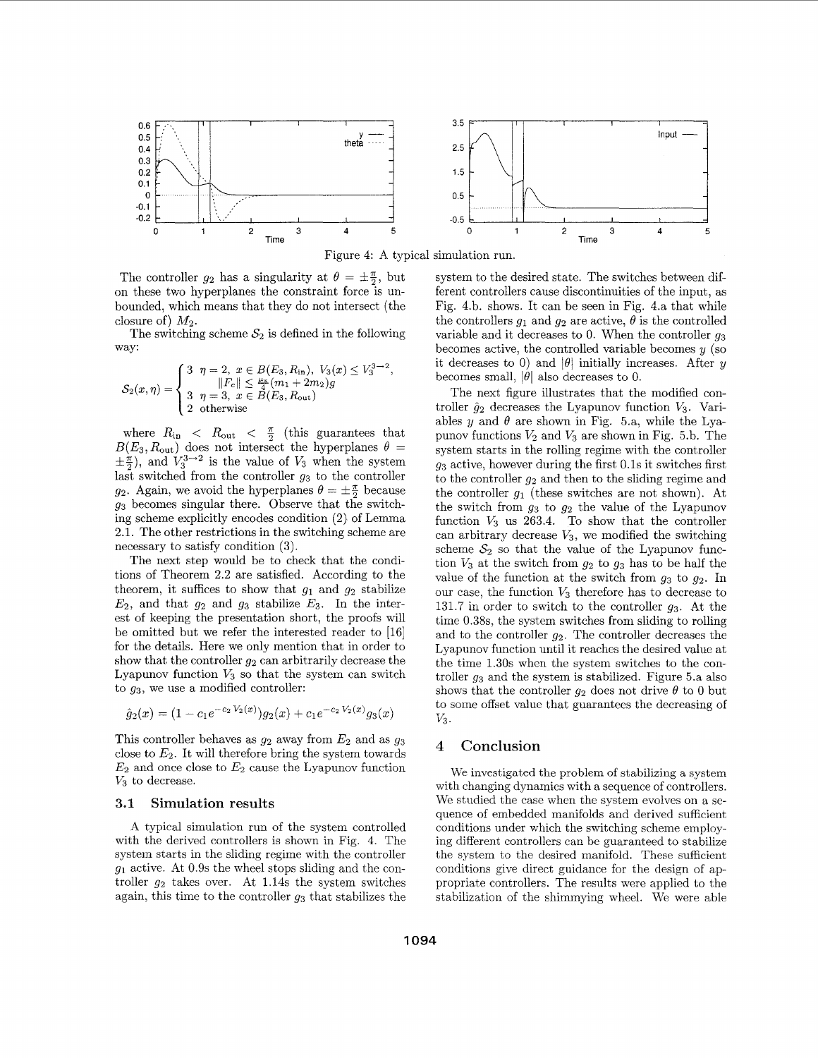Figure 4: A typical simulation run.

The controller $g_2$ has a singularity at $\theta = \pm\frac{\pi}{2}$, but on these two hyperplanes the constraint force is unbounded, which means that they do not intersect (the closure of) $M_2$.

The switching scheme $\mathcal{S}_2$ is defined in the following way:

$$\mathcal{S}_2(x,\eta) = \begin{cases} 3 & \eta = 2,\ x \in B(E_3, R_{\text{in}}),\ V_3(x) \le V_3^{3\to 2}, \\ & \|F_c\| \le \frac{\mu_s}{4}(m_1 + 2m_2)g \\ 3 & \eta = 3,\ x \in B(E_3, R_{\text{out}}) \\ 2 & \text{otherwise} \end{cases}$$

where $R_{\text{in}} < R_{\text{out}} < \frac{\pi}{2}$ (this guarantees that $B(E_3, R_{\text{out}})$ does not intersect the hyperplanes $\theta = \pm\frac{\pi}{2}$), and $V_3^{3\to 2}$ is the value of $V_3$ when the system last switched from the controller $g_3$ to the controller $g_2$. Again, we avoid the hyperplanes $\theta = \pm\frac{\pi}{2}$ because $g_3$ becomes singular there. Observe that the switching scheme explicitly encodes condition (2) of Lemma 2.1. The other restrictions in the switching scheme are necessary to satisfy condition (3).

The next step would be to check that the conditions of Theorem 2.2 are satisfied. According to the theorem, it suffices to show that $g_1$ and $g_2$ stabilize $E_2$, and that $g_2$ and $g_3$ stabilize $E_3$. In the interest of keeping the presentation short, the proofs will be omitted but we refer the interested reader to [16] for the details. Here we only mention that in order to show that the controller $g_2$ can arbitrarily decrease the Lyapunov function $V_3$ so that the system can switch to $g_3$, we use a modified controller:

$$\hat{g}_2(x) = (1 - c_1 e^{-c_2 V_2(x)})g_2(x) + c_1 e^{-c_2 V_2(x)} g_3(x)$$

This controller behaves as $g_2$ away from $E_2$ and as $g_3$ close to $E_2$. It will therefore bring the system towards $E_2$ and once close to $E_2$ cause the Lyapunov function $V_3$ to decrease.

### 3.1 Simulation results

A typical simulation run of the system controlled with the derived controllers is shown in Fig. 4. The system starts in the sliding regime with the controller $g_1$ active. At 0.9s the wheel stops sliding and the controller $g_2$ takes over. At 1.14s the system switches again, this time to the controller $g_3$ that stabilizes the system to the desired state. The switches between different controllers cause discontinuities of the input, as Fig. 4.b. shows. It can be seen in Fig. 4.a that while the controllers $g_1$ and $g_2$ are active, $\theta$ is the controlled variable and it decreases to 0. When the controller $g_3$ becomes active, the controlled variable becomes $y$ (so it decreases to 0) and $|\theta|$ initially increases. After $y$ becomes small, $|\theta|$ also decreases to 0.

The next figure illustrates that the modified controller $\hat{g}_2$ decreases the Lyapunov function $V_3$. Variables $y$ and $\theta$ are shown in Fig. 5.a, while the Lyapunov functions $V_2$ and $V_3$ are shown in Fig. 5.b. The system starts in the rolling regime with the controller $g_3$ active, however during the first 0.1s it switches first to the controller $g_2$ and then to the sliding regime and the controller $g_1$ (these switches are not shown). At the switch from $g_3$ to $g_2$ the value of the Lyapunov function $V_3$ us 263.4. To show that the controller can arbitrary decrease $V_3$, we modified the switching scheme $\mathcal{S}_2$ so that the value of the Lyapunov function $V_3$ at the switch from $g_2$ to $g_3$ has to be half the value of the function at the switch from $g_3$ to $g_2$. In our case, the function $V_3$ therefore has to decrease to 131.7 in order to switch to the controller $g_3$. At the time 0.38s, the system switches from sliding to rolling and to the controller $g_2$. The controller decreases the Lyapunov function until it reaches the desired value at the time 1.30s when the system switches to the controller $g_3$ and the system is stabilized. Figure 5.a also shows that the controller $g_2$ does not drive $\theta$ to 0 but to some offset value that guarantees the decreasing of $V_3$.

## 4 Conclusion

We investigated the problem of stabilizing a system with changing dynamics with a sequence of controllers. We studied the case when the system evolves on a sequence of embedded manifolds and derived sufficient conditions under which the switching scheme employing different controllers can be guaranteed to stabilize the system to the desired manifold. These sufficient conditions give direct guidance for the design of appropriate controllers. The results were applied to the stabilization of the shimmying wheel. We were able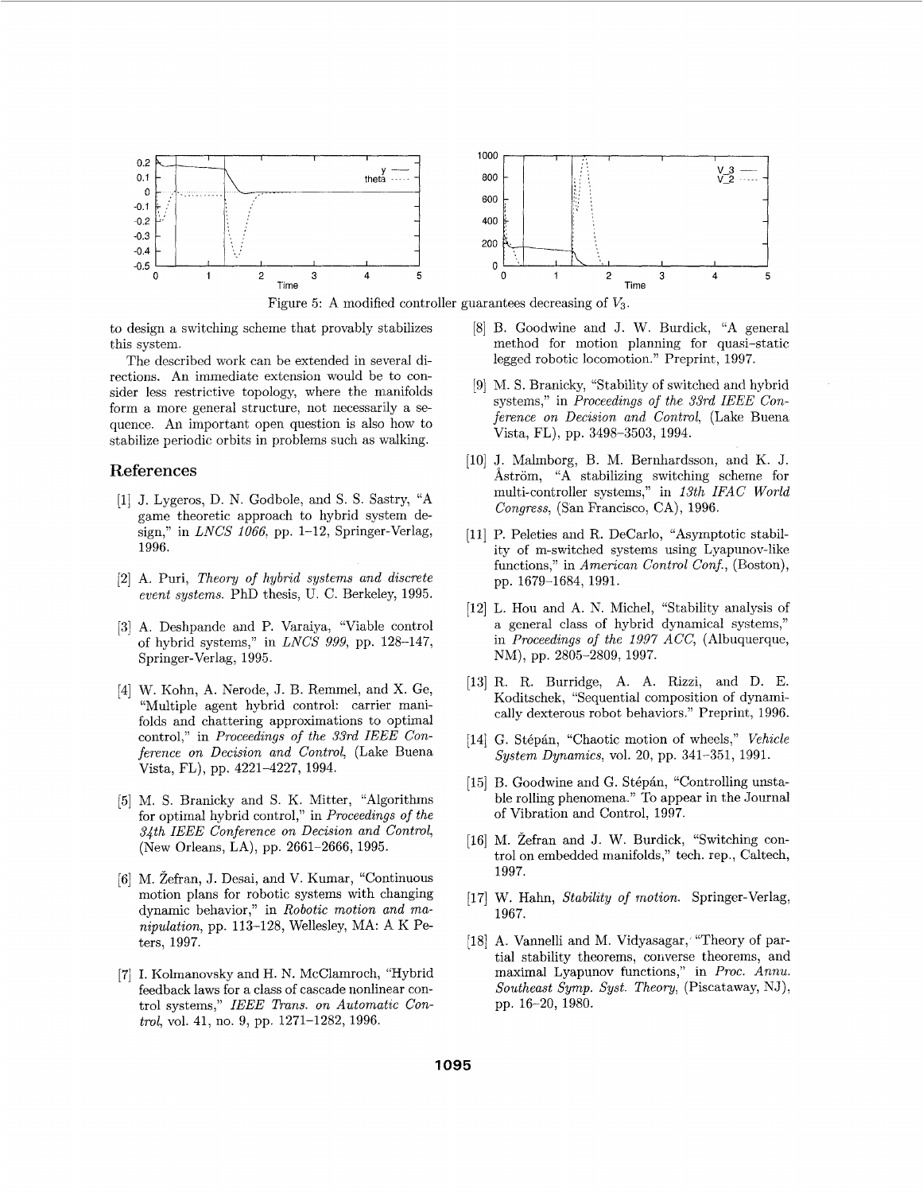0.2
0.1
0
-0.1
-0.2
-0.3
-0.4
-0.5
0 1 2 3 4 5
Time
y
theta

1000
800
600
400
200
0
0 1 2 3 4 5
Time
V_3
V_2

Figure 5: A modified controller guarantees decreasing of $V_3$.

to design a switching scheme that provably stabilizes this system.

The described work can be extended in several directions. An immediate extension would be to consider less restrictive topology, where the manifolds form a more general structure, not necessarily a sequence. An important open question is also how to stabilize periodic orbits in problems such as walking.

## References

[1] J. Lygeros, D. N. Godbole, and S. S. Sastry, "A game theoretic approach to hybrid system design," in *LNCS 1066*, pp. 1–12, Springer-Verlag, 1996.

[2] A. Puri, *Theory of hybrid systems and discrete event systems.* PhD thesis, U. C. Berkeley, 1995.

[3] A. Deshpande and P. Varaiya, "Viable control of hybrid systems," in *LNCS 999*, pp. 128–147, Springer-Verlag, 1995.

[4] W. Kohn, A. Nerode, J. B. Remmel, and X. Ge, "Multiple agent hybrid control: carrier manifolds and chattering approximations to optimal control," in *Proceedings of the 33rd IEEE Conference on Decision and Control*, (Lake Buena Vista, FL), pp. 4221–4227, 1994.

[5] M. S. Branicky and S. K. Mitter, "Algorithms for optimal hybrid control," in *Proceedings of the 34th IEEE Conference on Decision and Control*, (New Orleans, LA), pp. 2661–2666, 1995.

[6] M. Žefran, J. Desai, and V. Kumar, "Continuous motion plans for robotic systems with changing dynamic behavior," in *Robotic motion and manipulation*, pp. 113–128, Wellesley, MA: A K Peters, 1997.

[7] I. Kolmanovsky and H. N. McClamroch, "Hybrid feedback laws for a class of cascade nonlinear control systems," *IEEE Trans. on Automatic Control*, vol. 41, no. 9, pp. 1271–1282, 1996.

[8] B. Goodwine and J. W. Burdick, "A general method for motion planning for quasi-static legged robotic locomotion." Preprint, 1997.

[9] M. S. Branicky, "Stability of switched and hybrid systems," in *Proceedings of the 33rd IEEE Conference on Decision and Control*, (Lake Buena Vista, FL), pp. 3498–3503, 1994.

[10] J. Malmborg, B. M. Bernhardsson, and K. J. Åström, "A stabilizing switching scheme for multi-controller systems," in *13th IFAC World Congress*, (San Francisco, CA), 1996.

[11] P. Peleties and R. DeCarlo, "Asymptotic stability of m-switched systems using Lyapunov-like functions," in *American Control Conf.*, (Boston), pp. 1679–1684, 1991.

[12] L. Hou and A. N. Michel, "Stability analysis of a general class of hybrid dynamical systems," in *Proceedings of the 1997 ACC*, (Albuquerque, NM), pp. 2805–2809, 1997.

[13] R. R. Burridge, A. A. Rizzi, and D. E. Koditschek, "Sequential composition of dynamically dexterous robot behaviors." Preprint, 1996.

[14] G. Stépán, "Chaotic motion of wheels," *Vehicle System Dynamics*, vol. 20, pp. 341–351, 1991.

[15] B. Goodwine and G. Stépán, "Controlling unstable rolling phenomena." To appear in the Journal of Vibration and Control, 1997.

[16] M. Žefran and J. W. Burdick, "Switching control on embedded manifolds," tech. rep., Caltech, 1997.

[17] W. Hahn, *Stability of motion.* Springer-Verlag, 1967.

[18] A. Vannelli and M. Vidyasagar, "Theory of partial stability theorems, converse theorems, and maximal Lyapunov functions," in *Proc. Annu. Southeast Symp. Syst. Theory*, (Piscataway, NJ), pp. 16–20, 1980.